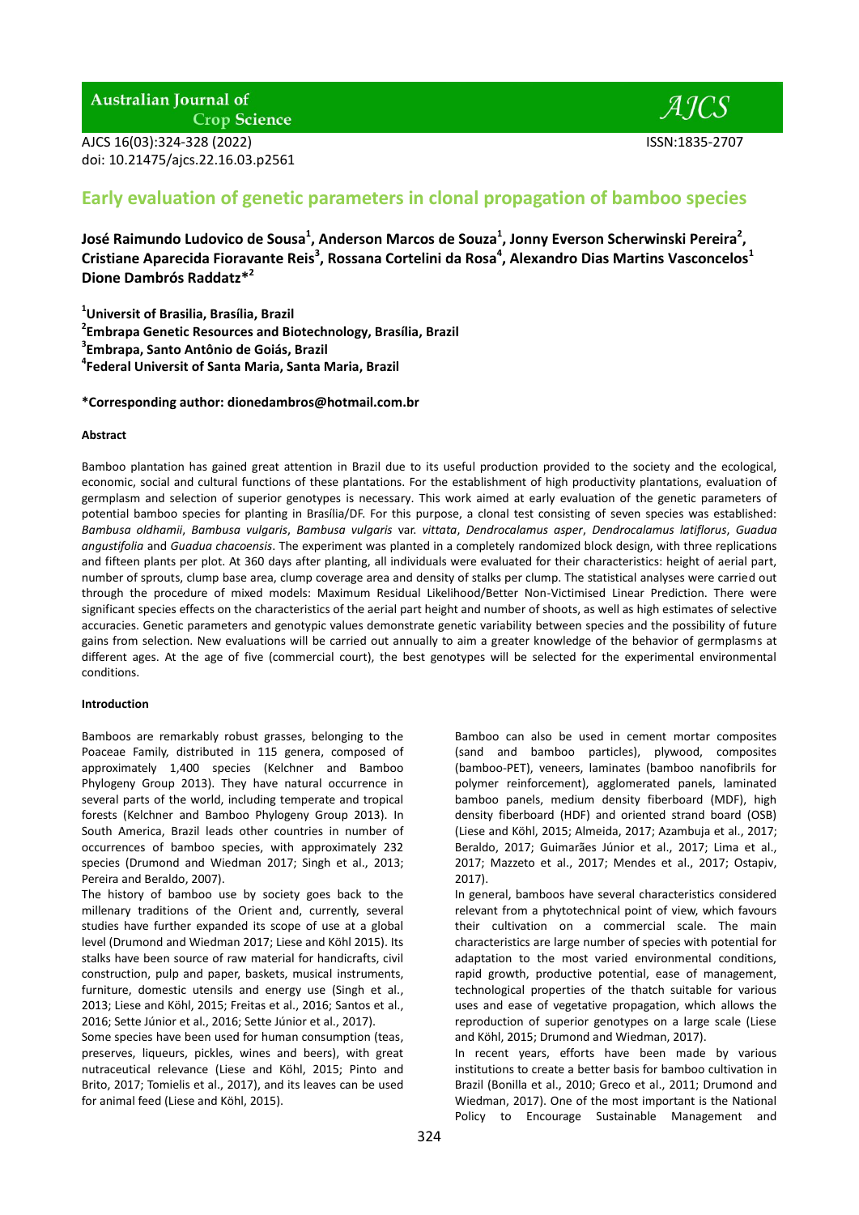Australian Journal of Crop Science

AJCS 16(03):324-328 (2022)
doi: 10.21475/ajcs.22.16.03.p2561

ISSN:1835-2707

# Early evaluation of genetic parameters in clonal propagation of bamboo species

**José Raimundo Ludovico de Sousa[1], Anderson Marcos de Souza[1], Jonny Everson Scherwinski Pereira[2], Cristiane Aparecida Fioravante Reis[3], Rossana Cortelini da Rosa[4], Alexandro Dias Martins Vasconcelos[1] Dione Dambrós Raddatz*[2]**

[1]Universit of Brasilia, Brasília, Brazil
[2]Embrapa Genetic Resources and Biotechnology, Brasília, Brazil
[3]Embrapa, Santo Antônio de Goiás, Brazil
[4]Federal Universit of Santa Maria, Santa Maria, Brazil

**\*Corresponding author: dionedambros@hotmail.com.br**

#### Abstract

Bamboo plantation has gained great attention in Brazil due to its useful production provided to the society and the ecological, economic, social and cultural functions of these plantations. For the establishment of high productivity plantations, evaluation of germplasm and selection of superior genotypes is necessary. This work aimed at early evaluation of the genetic parameters of potential bamboo species for planting in Brasília/DF. For this purpose, a clonal test consisting of seven species was established: *Bambusa oldhamii*, *Bambusa vulgaris*, *Bambusa vulgaris* var. *vittata*, *Dendrocalamus asper*, *Dendrocalamus latiflorus*, *Guadua angustifolia* and *Guadua chacoensis*. The experiment was planted in a completely randomized block design, with three replications and fifteen plants per plot. At 360 days after planting, all individuals were evaluated for their characteristics: height of aerial part, number of sprouts, clump base area, clump coverage area and density of stalks per clump. The statistical analyses were carried out through the procedure of mixed models: Maximum Residual Likelihood/Better Non-Victimised Linear Prediction. There were significant species effects on the characteristics of the aerial part height and number of shoots, as well as high estimates of selective accuracies. Genetic parameters and genotypic values demonstrate genetic variability between species and the possibility of future gains from selection. New evaluations will be carried out annually to aim a greater knowledge of the behavior of germplasms at different ages. At the age of five (commercial court), the best genotypes will be selected for the experimental environmental conditions.

#### Introduction

Bamboos are remarkably robust grasses, belonging to the Poaceae Family, distributed in 115 genera, composed of approximately 1,400 species (Kelchner and Bamboo Phylogeny Group 2013). They have natural occurrence in several parts of the world, including temperate and tropical forests (Kelchner and Bamboo Phylogeny Group 2013). In South America, Brazil leads other countries in number of occurrences of bamboo species, with approximately 232 species (Drumond and Wiedman 2017; Singh et al., 2013; Pereira and Beraldo, 2007).

The history of bamboo use by society goes back to the millenary traditions of the Orient and, currently, several studies have further expanded its scope of use at a global level (Drumond and Wiedman 2017; Liese and Köhl 2015). Its stalks have been source of raw material for handicrafts, civil construction, pulp and paper, baskets, musical instruments, furniture, domestic utensils and energy use (Singh et al., 2013; Liese and Köhl, 2015; Freitas et al., 2016; Santos et al., 2016; Sette Júnior et al., 2016; Sette Júnior et al., 2017).

Some species have been used for human consumption (teas, preserves, liqueurs, pickles, wines and beers), with great nutraceutical relevance (Liese and Köhl, 2015; Pinto and Brito, 2017; Tomielis et al., 2017), and its leaves can be used for animal feed (Liese and Köhl, 2015).

Bamboo can also be used in cement mortar composites (sand and bamboo particles), plywood, composites (bamboo-PET), veneers, laminates (bamboo nanofibrils for polymer reinforcement), agglomerated panels, laminated bamboo panels, medium density fiberboard (MDF), high density fiberboard (HDF) and oriented strand board (OSB) (Liese and Köhl, 2015; Almeida, 2017; Azambuja et al., 2017; Beraldo, 2017; Guimarães Júnior et al., 2017; Lima et al., 2017; Mazzeto et al., 2017; Mendes et al., 2017; Ostapiv, 2017).

In general, bamboos have several characteristics considered relevant from a phytotechnical point of view, which favours their cultivation on a commercial scale. The main characteristics are large number of species with potential for adaptation to the most varied environmental conditions, rapid growth, productive potential, ease of management, technological properties of the thatch suitable for various uses and ease of vegetative propagation, which allows the reproduction of superior genotypes on a large scale (Liese and Köhl, 2015; Drumond and Wiedman, 2017).

In recent years, efforts have been made by various institutions to create a better basis for bamboo cultivation in Brazil (Bonilla et al., 2010; Greco et al., 2011; Drumond and Wiedman, 2017). One of the most important is the National Policy to Encourage Sustainable Management and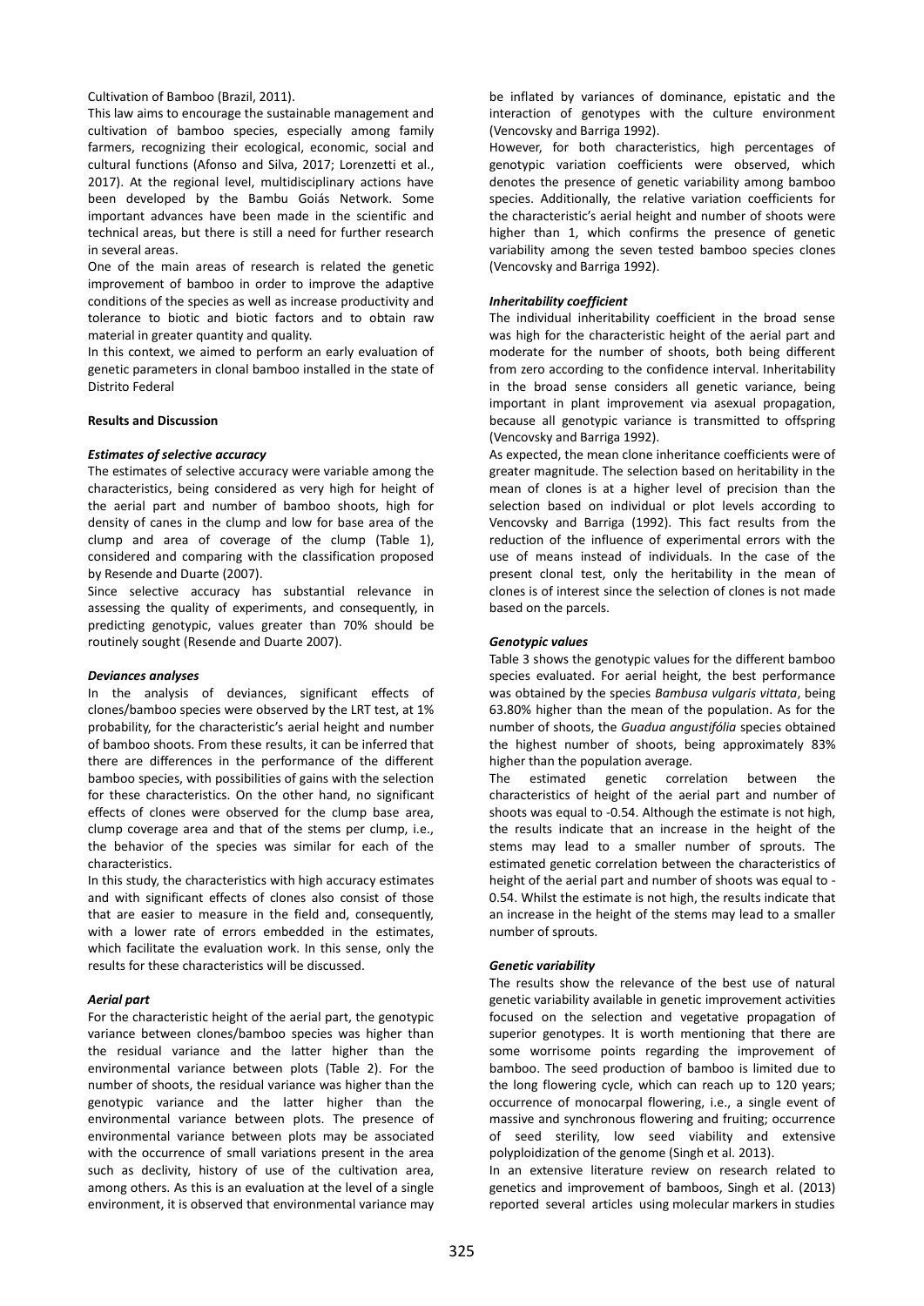Cultivation of Bamboo (Brazil, 2011).

This law aims to encourage the sustainable management and cultivation of bamboo species, especially among family farmers, recognizing their ecological, economic, social and cultural functions (Afonso and Silva, 2017; Lorenzetti et al., 2017). At the regional level, multidisciplinary actions have been developed by the Bambu Goiás Network. Some important advances have been made in the scientific and technical areas, but there is still a need for further research in several areas.

One of the main areas of research is related the genetic improvement of bamboo in order to improve the adaptive conditions of the species as well as increase productivity and tolerance to biotic and biotic factors and to obtain raw material in greater quantity and quality.

In this context, we aimed to perform an early evaluation of genetic parameters in clonal bamboo installed in the state of Distrito Federal

**Results and Discussion**

***Estimates of selective accuracy***

The estimates of selective accuracy were variable among the characteristics, being considered as very high for height of the aerial part and number of bamboo shoots, high for density of canes in the clump and low for base area of the clump and area of coverage of the clump (Table 1), considered and comparing with the classification proposed by Resende and Duarte (2007).

Since selective accuracy has substantial relevance in assessing the quality of experiments, and consequently, in predicting genotypic, values greater than 70% should be routinely sought (Resende and Duarte 2007).

***Deviances analyses***

In the analysis of deviances, significant effects of clones/bamboo species were observed by the LRT test, at 1% probability, for the characteristic's aerial height and number of bamboo shoots. From these results, it can be inferred that there are differences in the performance of the different bamboo species, with possibilities of gains with the selection for these characteristics. On the other hand, no significant effects of clones were observed for the clump base area, clump coverage area and that of the stems per clump, i.e., the behavior of the species was similar for each of the characteristics.

In this study, the characteristics with high accuracy estimates and with significant effects of clones also consist of those that are easier to measure in the field and, consequently, with a lower rate of errors embedded in the estimates, which facilitate the evaluation work. In this sense, only the results for these characteristics will be discussed.

***Aerial part***

For the characteristic height of the aerial part, the genotypic variance between clones/bamboo species was higher than the residual variance and the latter higher than the environmental variance between plots (Table 2). For the number of shoots, the residual variance was higher than the genotypic variance and the latter higher than the environmental variance between plots. The presence of environmental variance between plots may be associated with the occurrence of small variations present in the area such as declivity, history of use of the cultivation area, among others. As this is an evaluation at the level of a single environment, it is observed that environmental variance may be inflated by variances of dominance, epistatic and the interaction of genotypes with the culture environment (Vencovsky and Barriga 1992).

However, for both characteristics, high percentages of genotypic variation coefficients were observed, which denotes the presence of genetic variability among bamboo species. Additionally, the relative variation coefficients for the characteristic's aerial height and number of shoots were higher than 1, which confirms the presence of genetic variability among the seven tested bamboo species clones (Vencovsky and Barriga 1992).

***Inheritability coefficient***

The individual inheritability coefficient in the broad sense was high for the characteristic height of the aerial part and moderate for the number of shoots, both being different from zero according to the confidence interval. Inheritability in the broad sense considers all genetic variance, being important in plant improvement via asexual propagation, because all genotypic variance is transmitted to offspring (Vencovsky and Barriga 1992).

As expected, the mean clone inheritance coefficients were of greater magnitude. The selection based on heritability in the mean of clones is at a higher level of precision than the selection based on individual or plot levels according to Vencovsky and Barriga (1992). This fact results from the reduction of the influence of experimental errors with the use of means instead of individuals. In the case of the present clonal test, only the heritability in the mean of clones is of interest since the selection of clones is not made based on the parcels.

***Genotypic values***

Table 3 shows the genotypic values for the different bamboo species evaluated. For aerial height, the best performance was obtained by the species *Bambusa vulgaris vittata*, being 63.80% higher than the mean of the population. As for the number of shoots, the *Guadua angustifólia* species obtained the highest number of shoots, being approximately 83% higher than the population average.

The estimated genetic correlation between the characteristics of height of the aerial part and number of shoots was equal to -0.54. Although the estimate is not high, the results indicate that an increase in the height of the stems may lead to a smaller number of sprouts. The estimated genetic correlation between the characteristics of height of the aerial part and number of shoots was equal to -0.54. Whilst the estimate is not high, the results indicate that an increase in the height of the stems may lead to a smaller number of sprouts.

***Genetic variability***

The results show the relevance of the best use of natural genetic variability available in genetic improvement activities focused on the selection and vegetative propagation of superior genotypes. It is worth mentioning that there are some worrisome points regarding the improvement of bamboo. The seed production of bamboo is limited due to the long flowering cycle, which can reach up to 120 years; occurrence of monocarpal flowering, i.e., a single event of massive and synchronous flowering and fruiting; occurrence of seed sterility, low seed viability and extensive polyploidization of the genome (Singh et al. 2013).

In an extensive literature review on research related to genetics and improvement of bamboos, Singh et al. (2013) reported several articles using molecular markers in studies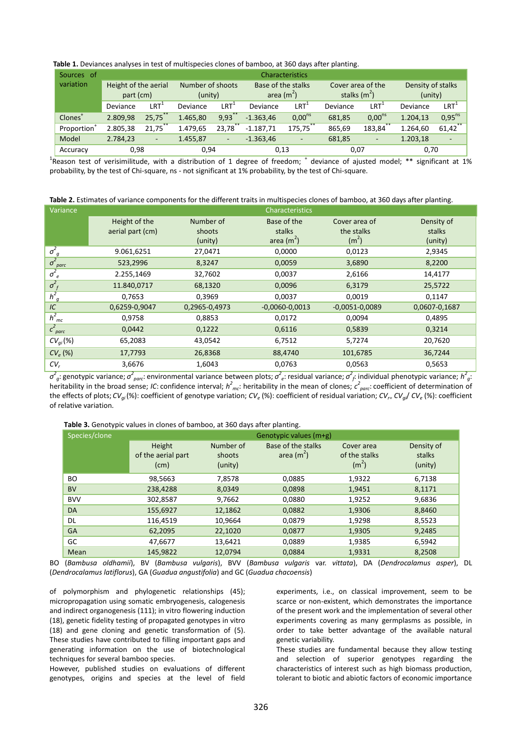**Table 1.** Deviances analyses in test of multispecies clones of bamboo, at 360 days after planting.

| Sources of variation | Characteristics | | | | | | | | | |
|---|---|---|---|---|---|---|---|---|---|---|
| | Height of the aerial part (cm) | | Number of shoots (unity) | | Base of the stalks area ($m^2$) | | Cover area of the stalks ($m^2$) | | Density of stalks (unity) | |
| | Deviance | LRT[1] | Deviance | LRT[1] | Deviance | LRT[1] | Deviance | LRT[1] | Deviance | LRT[1] |
| Clones[+] | 2.809,98 | 25,75** | 1.465,80 | 9,93** | -1.363,46 | 0,00ns | 681,85 | 0,00ns | 1.204,13 | 0,95ns |
| Proportion[+] | 2.805,38 | 21,75** | 1.479,65 | 23,78** | -1.187,71 | 175,75** | 865,69 | 183,84** | 1.264,60 | 61,42** |
| Model | 2.784,23 | - | 1.455,87 | - | -1.363,46 | - | 681,85 | - | 1.203,18 | - |
| Accuracy | 0,98 | | 0,94 | | 0,13 | | 0,07 | | 0,70 | |

[1]Reason test of verisimilitude, with a distribution of 1 degree of freedom; [+] deviance of ajusted model; ** significant at 1% probability, by the test of Chi-square, ns - not significant at 1% probability, by the test of Chi-square.

**Table 2.** Estimates of variance components for the different traits in multispecies clones of bamboo, at 360 days after planting.

| Variance | Characteristics | | | | |
|---|---|---|---|---|---|
| | Height of the aerial part (cm) | Number of shoots (unity) | Base of the stalks area ($m^2$) | Cover area of the stalks ($m^2$) | Density of stalks (unity) |
| $\sigma^2_g$ | 9.061,6251 | 27,0471 | 0,0000 | 0,0123 | 2,9345 |
| $\sigma^2_{parc}$ | 523,2996 | 8,3247 | 0,0059 | 3,6890 | 8,2200 |
| $\sigma^2_e$ | 2.255,1469 | 32,7602 | 0,0037 | 2,6166 | 14,4177 |
| $\sigma^2_f$ | 11.840,0717 | 68,1320 | 0,0096 | 6,3179 | 25,5722 |
| $h^2_g$ | 0,7653 | 0,3969 | 0,0037 | 0,0019 | 0,1147 |
| $IC$ | 0,6259-0,9047 | 0,2965-0,4973 | -0,0060-0,0013 | -0,0051-0,0089 | 0,0607-0,1687 |
| $h^2_{mc}$ | 0,9758 | 0,8853 | 0,0172 | 0,0094 | 0,4895 |
| $c^2_{parc}$ | 0,0442 | 0,1222 | 0,6116 | 0,5839 | 0,3214 |
| $CV_{gi}$(%) | 65,2083 | 43,0542 | 6,7512 | 5,7274 | 20,7620 |
| $CV_e$ (%) | 17,7793 | 26,8368 | 88,4740 | 101,6785 | 36,7244 |
| $CV_r$ | 3,6676 | 1,6043 | 0,0763 | 0,0563 | 0,5653 |

$\sigma^2_g$: genotypic variance; $\sigma^2_{parc}$: environmental variance between plots; $\sigma^2_e$: residual variance; $\sigma^2_f$: individual phenotypic variance; $h^2_g$: heritability in the broad sense; $IC$: confidence interval; $h^2_{mc}$: heritability in the mean of clones; $c^2_{parc}$: coefficient of determination of the effects of plots; $CV_{gi}$(%): coefficient of genotype variation; $CV_e$ (%): coefficient of residual variation; $CV_r = CV_{gi}/CV_e$ (%): coefficient of relative variation.

**Table 3.** Genotypic values in clones of bamboo, at 360 days after planting.

| Species/clone | Genotypic values (m+g) | | | | |
|---|---|---|---|---|---|
| | Height of the aerial part (cm) | Number of shoots (unity) | Base of the stalks area ($m^2$) | Cover area of the stalks ($m^2$) | Density of stalks (unity) |
| BO | 98,5663 | 7,8578 | 0,0885 | 1,9322 | 6,7138 |
| BV | 238,4288 | 8,0349 | 0,0898 | 1,9451 | 8,1171 |
| BVV | 302,8587 | 9,7662 | 0,0880 | 1,9252 | 9,6836 |
| DA | 155,6927 | 12,1862 | 0,0882 | 1,9306 | 8,8460 |
| DL | 116,4519 | 10,9664 | 0,0879 | 1,9298 | 8,5523 |
| GA | 62,2095 | 22,1020 | 0,0877 | 1,9305 | 9,2485 |
| GC | 47,6677 | 13,6421 | 0,0889 | 1,9385 | 6,5942 |
| Mean | 145,9822 | 12,0794 | 0,0884 | 1,9331 | 8,2508 |

BO (*Bambusa oldhamii*), BV (*Bambusa vulgaris*), BVV (*Bambusa vulgaris* var. *vittata*), DA (*Dendrocalamus asper*), DL (*Dendrocalamus latiflorus*), GA (*Guadua angustifolia*) and GC (*Guadua chacoensis*)

of polymorphism and phylogenetic relationships (45); micropropagation using somatic embryogenesis, calogenesis and indirect organogenesis (111); in vitro flowering induction (18), genetic fidelity testing of propagated genotypes in vitro (18) and gene cloning and genetic transformation of (5). These studies have contributed to filling important gaps and generating information on the use of biotechnological techniques for several bamboo species.

However, published studies on evaluations of different genotypes, origins and species at the level of field experiments, i.e., on classical improvement, seem to be scarce or non-existent, which demonstrates the importance of the present work and the implementation of several other experiments covering as many germplasms as possible, in order to take better advantage of the available natural genetic variability.

These studies are fundamental because they allow testing and selection of superior genotypes regarding the characteristics of interest such as high biomass production, tolerant to biotic and abiotic factors of economic importance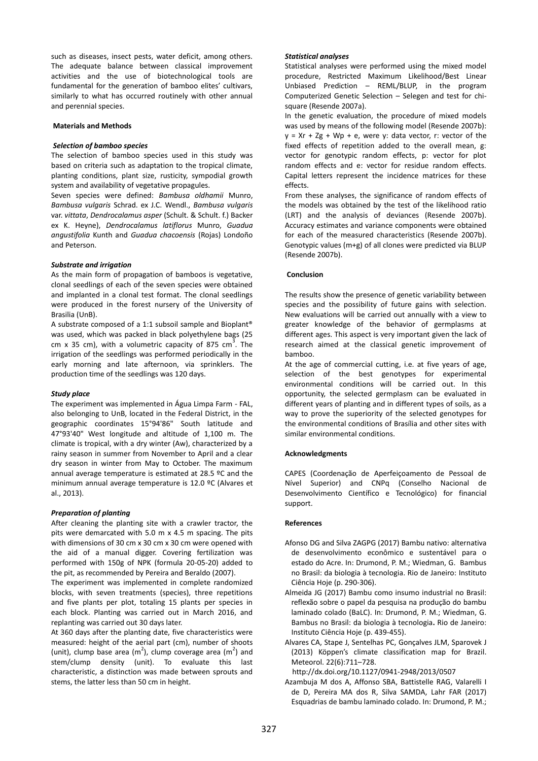such as diseases, insect pests, water deficit, among others. The adequate balance between classical improvement activities and the use of biotechnological tools are fundamental for the generation of bamboo elites' cultivars, similarly to what has occurred routinely with other annual and perennial species.

## Materials and Methods

### *Selection of bamboo species*

The selection of bamboo species used in this study was based on criteria such as adaptation to the tropical climate, planting conditions, plant size, rusticity, sympodial growth system and availability of vegetative propagules.

Seven species were defined: *Bambusa oldhamii* Munro, *Bambusa vulgaris* Schrad. ex J.C. Wendl., *Bambusa vulgaris* var. *vittata*, *Dendrocalamus asper* (Schult. & Schult. f.) Backer ex K. Heyne), *Dendrocalamus latiflorus* Munro, *Guadua angustifolia* Kunth and *Guadua chacoensis* (Rojas) Londoño and Peterson.

### *Substrate and irrigation*

As the main form of propagation of bamboos is vegetative, clonal seedlings of each of the seven species were obtained and implanted in a clonal test format. The clonal seedlings were produced in the forest nursery of the University of Brasilia (UnB).

A substrate composed of a 1:1 subsoil sample and Bioplant® was used, which was packed in black polyethylene bags (25 cm x 35 cm), with a volumetric capacity of 875 $cm^3$. The irrigation of the seedlings was performed periodically in the early morning and late afternoon, via sprinklers. The production time of the seedlings was 120 days.

### *Study place*

The experiment was implemented in Água Limpa Farm - FAL, also belonging to UnB, located in the Federal District, in the geographic coordinates 15°94'86" South latitude and 47°93'40" West longitude and altitude of 1,100 m. The climate is tropical, with a dry winter (Aw), characterized by a rainy season in summer from November to April and a clear dry season in winter from May to October. The maximum annual average temperature is estimated at 28.5 ºC and the minimum annual average temperature is 12.0 ºC (Alvares et al., 2013).

### *Preparation of planting*

After cleaning the planting site with a crawler tractor, the pits were demarcated with 5.0 m x 4.5 m spacing. The pits with dimensions of 30 cm x 30 cm x 30 cm were opened with the aid of a manual digger. Covering fertilization was performed with 150g of NPK (formula 20-05-20) added to the pit, as recommended by Pereira and Beraldo (2007).

The experiment was implemented in complete randomized blocks, with seven treatments (species), three repetitions and five plants per plot, totaling 15 plants per species in each block. Planting was carried out in March 2016, and replanting was carried out 30 days later.

At 360 days after the planting date, five characteristics were measured: height of the aerial part (cm), number of shoots (unit), clump base area ($m^2$), clump coverage area ($m^2$) and stem/clump density (unit). To evaluate this last characteristic, a distinction was made between sprouts and stems, the latter less than 50 cm in height.

### *Statistical analyses*

Statistical analyses were performed using the mixed model procedure, Restricted Maximum Likelihood/Best Linear Unbiased Prediction – REML/BLUP, in the program Computerized Genetic Selection – Selegen and test for chi-square (Resende 2007a).

In the genetic evaluation, the procedure of mixed models was used by means of the following model (Resende 2007b): $y = Xr + Zg + Wp + e$, were y: data vector, r: vector of the fixed effects of repetition added to the overall mean, g: vector for genotypic random effects, p: vector for plot random effects and e: vector for residue random effects. Capital letters represent the incidence matrices for these effects.

From these analyses, the significance of random effects of the models was obtained by the test of the likelihood ratio (LRT) and the analysis of deviances (Resende 2007b). Accuracy estimates and variance components were obtained for each of the measured characteristics (Resende 2007b). Genotypic values (m+g) of all clones were predicted via BLUP (Resende 2007b).

## Conclusion

The results show the presence of genetic variability between species and the possibility of future gains with selection. New evaluations will be carried out annually with a view to greater knowledge of the behavior of germplasms at different ages. This aspect is very important given the lack of research aimed at the classical genetic improvement of bamboo.

At the age of commercial cutting, i.e. at five years of age, selection of the best genotypes for experimental environmental conditions will be carried out. In this opportunity, the selected germplasm can be evaluated in different years of planting and in different types of soils, as a way to prove the superiority of the selected genotypes for the environmental conditions of Brasília and other sites with similar environmental conditions.

## Acknowledgments

CAPES (Coordenação de Aperfeiçoamento de Pessoal de Nível Superior) and CNPq (Conselho Nacional de Desenvolvimento Científico e Tecnológico) for financial support.

## References

- Afonso DG and Silva ZAGPG (2017) Bambu nativo: alternativa de desenvolvimento econômico e sustentável para o estado do Acre. In: Drumond, P. M.; Wiedman, G. Bambus no Brasil: da biologia à tecnologia. Rio de Janeiro: Instituto Ciência Hoje (p. 290-306).
- Almeida JG (2017) Bambu como insumo industrial no Brasil: reflexão sobre o papel da pesquisa na produção do bambu laminado colado (BaLC). In: Drumond, P. M.; Wiedman, G. Bambus no Brasil: da biologia à tecnologia**.** Rio de Janeiro: Instituto Ciência Hoje (p. 439-455).
- Alvares CA, Stape J, Sentelhas PC, Gonçalves JLM, Sparovek J (2013) Köppen's climate classification map for Brazil. Meteorol. 22(6):711–728. http://dx.doi.org/10.1127/0941-2948/2013/0507
- Azambuja M dos A, Affonso SBA, Battistelle RAG, Valarelli I de D, Pereira MA dos R, Silva SAMDA, Lahr FAR (2017) Esquadrias de bambu laminado colado. In: Drumond, P. M.;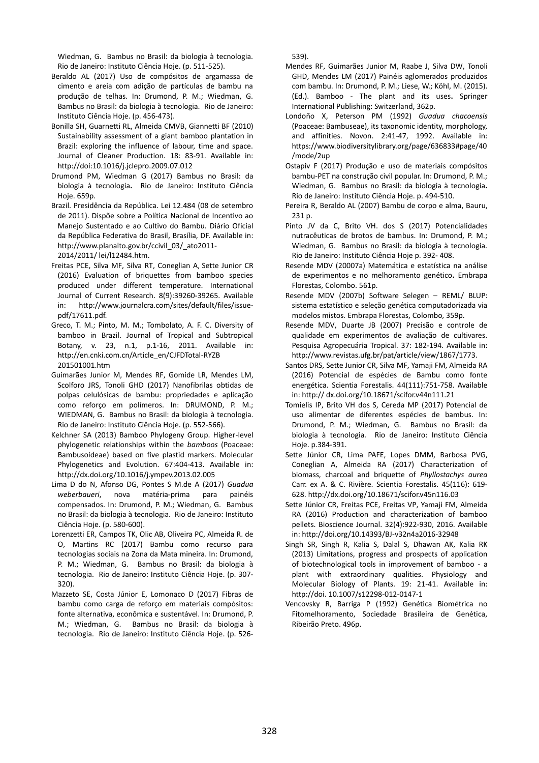Wiedman, G. Bambus no Brasil: da biologia à tecnologia. Rio de Janeiro: Instituto Ciência Hoje. (p. 511-525).

Beraldo AL (2017) Uso de compósitos de argamassa de cimento e areia com adição de partículas de bambu na produção de telhas. In: Drumond, P. M.; Wiedman, G. Bambus no Brasil: da biologia à tecnologia. Rio de Janeiro: Instituto Ciência Hoje. (p. 456-473).

Bonilla SH, Guarnetti RL, Almeida CMVB, Giannetti BF (2010) Sustainability assessment of a giant bamboo plantation in Brazil: exploring the influence of labour, time and space. Journal of Cleaner Production. 18: 83-91. Available in: http://doi:10.1016/j.jclepro.2009.07.012

Drumond PM, Wiedman G (2017) Bambus no Brasil: da biologia à tecnologia**.** Rio de Janeiro: Instituto Ciência Hoje. 659p.

Brazil. Presidência da República. Lei 12.484 (08 de setembro de 2011). Dispõe sobre a Política Nacional de Incentivo ao Manejo Sustentado e ao Cultivo do Bambu. Diário Oficial da República Federativa do Brasil, Brasília, DF. Available in: http://www.planalto.gov.br/ccivil_03/_ato2011-2014/2011/ lei/l12484.htm.

Freitas PCE, Silva MF, Silva RT, Coneglian A, Sette Junior CR (2016) Evaluation of briquettes from bamboo species produced under different temperature. International Journal of Current Research. 8(9):39260-39265. Available in: http://www.journalcra.com/sites/default/files/issue-pdf/17611.pdf.

Greco, T. M.; Pinto, M. M.; Tombolato, A. F. C. Diversity of bamboo in Brazil. Journal of Tropical and Subtropical Botany, v. 23, n.1, p.1-16, 2011. Available in: http://en.cnki.com.cn/Article_en/CJFDTotal-RYZB 201501001.htm

Guimarães Junior M, Mendes RF, Gomide LR, Mendes LM, Scolforo JRS, Tonoli GHD (2017) Nanofibrilas obtidas de polpas celulósicas de bambu: propriedades e aplicação como reforço em polímeros. In: DRUMOND, P. M.; WIEDMAN, G. Bambus no Brasil: da biologia à tecnologia. Rio de Janeiro: Instituto Ciência Hoje. (p. 552-566).

Kelchner SA (2013) Bamboo Phylogeny Group. Higher-level phylogenetic relationships within the *bamboos* (Poaceae: Bambusoideae) based on five plastid markers. Molecular Phylogenetics and Evolution. 67:404-413. Available in: http://dx.doi.org/10.1016/j.ympev.2013.02.005

Lima D do N, Afonso DG, Pontes S M.de A (2017) *Guadua weberbaueri*, nova matéria-prima para painéis compensados. In: Drumond, P. M.; Wiedman, G. Bambus no Brasil: da biologia à tecnologia. Rio de Janeiro: Instituto Ciência Hoje. (p. 580-600).

Lorenzetti ER, Campos TK, Olic AB, Oliveira PC, Almeida R. de O, Martins RC (2017) Bambu como recurso para tecnologias sociais na Zona da Mata mineira. In: Drumond, P. M.; Wiedman, G. Bambus no Brasil: da biologia à tecnologia. Rio de Janeiro: Instituto Ciência Hoje. (p. 307-320).

Mazzeto SE, Costa Júnior E, Lomonaco D (2017) Fibras de bambu como carga de reforço em materiais compósitos: fonte alternativa, econômica e sustentável. In: Drumond, P. M.; Wiedman, G. Bambus no Brasil: da biologia à tecnologia. Rio de Janeiro: Instituto Ciência Hoje. (p. 526-539).

Mendes RF, Guimarães Junior M, Raabe J, Silva DW, Tonoli GHD, Mendes LM (2017) Painéis aglomerados produzidos com bambu. In: Drumond, P. M.; Liese, W.; Köhl, M. (2015). (Ed.). Bamboo - The plant and its uses**.** Springer International Publishing: Switzerland, 362p.

Londoño X, Peterson PM (1992) *Guadua chacoensis* (Poaceae: Bambuseae), its taxonomic identity, morphology, and affinities. Novon. 2:41-47, 1992. Available in: https://www.biodiversitylibrary.org/page/636833#page/40 /mode/2up

Ostapiv F (2017) Produção e uso de materiais compósitos bambu-PET na construção civil popular. In: Drumond, P. M.; Wiedman, G. Bambus no Brasil: da biologia à tecnologia**.** Rio de Janeiro: Instituto Ciência Hoje. p. 494-510.

Pereira R, Beraldo AL (2007) Bambu de corpo e alma, Bauru, 231 p.

Pinto JV da C, Brito VH. dos S (2017) Potencialidades nutracêuticas de brotos de bambus. In: Drumond, P. M.; Wiedman, G. Bambus no Brasil: da biologia à tecnologia. Rio de Janeiro: Instituto Ciência Hoje p. 392- 408.

Resende MDV (20007a) Matemática e estatística na análise de experimentos e no melhoramento genético**.** Embrapa Florestas, Colombo. 561p.

Resende MDV (2007b) Software Selegen – REML/ BLUP: sistema estatístico e seleção genética computadorizada via modelos mistos*.* Embrapa Florestas, Colombo, 359p.

Resende MDV, Duarte JB (2007) Precisão e controle de qualidade em experimentos de avaliação de cultivares. Pesquisa Agropecuária Tropical. 37: 182-194. Available in: http://www.revistas.ufg.br/pat/article/view/1867/1773.

Santos DRS, Sette Junior CR, Silva MF, Yamaji FM, Almeida RA (2016) Potencial de espécies de Bambu como fonte energética. Scientia Forestalis. 44(111):751-758. Available in: http:// dx.doi.org/10.18671/scifor.v44n111.21

Tomielis IP, Brito VH dos S, Cereda MP (2017) Potencial de uso alimentar de diferentes espécies de bambus. In: Drumond, P. M.; Wiedman, G. Bambus no Brasil: da biologia à tecnologia*.* Rio de Janeiro: Instituto Ciência Hoje. p.384-391.

Sette Júnior CR, Lima PAFE, Lopes DMM, Barbosa PVG, Coneglian A, Almeida RA (2017) Characterization of biomass, charcoal and briquette of *Phyllostachys aurea* Carr. ex A. & C. Rivière. Scientia Forestalis. 45(116): 619-628. http://dx.doi.org/10.18671/scifor.v45n116.03

Sette Júnior CR, Freitas PCE, Freitas VP, Yamaji FM, Almeida RA (2016) Production and characterization of bamboo pellets. Bioscience Journal. 32(4):922-930, 2016. Available in: http://doi.org/10.14393/BJ-v32n4a2016-32948

Singh SR, Singh R, Kalia S, Dalal S, Dhawan AK, Kalia RK (2013) Limitations, progress and prospects of application of biotechnological tools in improvement of bamboo - a plant with extraordinary qualities. Physiology and Molecular Biology of Plants. 19: 21-41. Available in: http://doi. 10.1007/s12298-012-0147-1

Vencovsky R, Barriga P (1992) Genética Biométrica no Fitomelhoramento, Sociedade Brasileira de Genética, Ribeirão Preto. 496p.